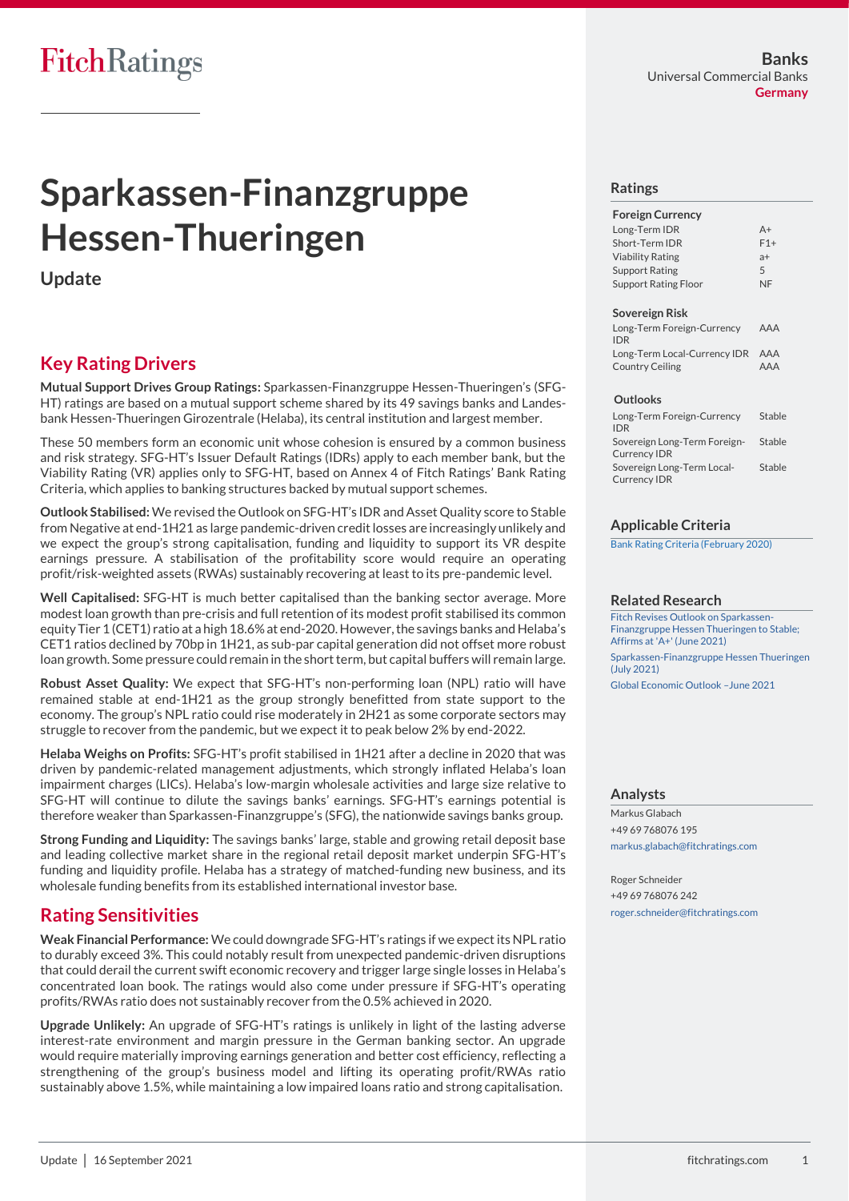FitchRatings

**Banks**
Universal Commercial Banks
**Germany**

# Sparkassen-Finanzgruppe Hessen-Thueringen

## Update

## Key Rating Drivers

**Mutual Support Drives Group Ratings:** Sparkassen-Finanzgruppe Hessen-Thueringen's (SFG-HT) ratings are based on a mutual support scheme shared by its 49 savings banks and Landesbank Hessen-Thueringen Girozentrale (Helaba), its central institution and largest member.

These 50 members form an economic unit whose cohesion is ensured by a common business and risk strategy. SFG-HT's Issuer Default Ratings (IDRs) apply to each member bank, but the Viability Rating (VR) applies only to SFG-HT, based on Annex 4 of Fitch Ratings' Bank Rating Criteria, which applies to banking structures backed by mutual support schemes.

**Outlook Stabilised:** We revised the Outlook on SFG-HT's IDR and Asset Quality score to Stable from Negative at end-1H21 as large pandemic-driven credit losses are increasingly unlikely and we expect the group's strong capitalisation, funding and liquidity to support its VR despite earnings pressure. A stabilisation of the profitability score would require an operating profit/risk-weighted assets (RWAs) sustainably recovering at least to its pre-pandemic level.

**Well Capitalised:** SFG-HT is much better capitalised than the banking sector average. More modest loan growth than pre-crisis and full retention of its modest profit stabilised its common equity Tier 1 (CET1) ratio at a high 18.6% at end-2020. However, the savings banks and Helaba's CET1 ratios declined by 70bp in 1H21, as sub-par capital generation did not offset more robust loan growth. Some pressure could remain in the short term, but capital buffers will remain large.

**Robust Asset Quality:** We expect that SFG-HT's non-performing loan (NPL) ratio will have remained stable at end-1H21 as the group strongly benefitted from state support to the economy. The group's NPL ratio could rise moderately in 2H21 as some corporate sectors may struggle to recover from the pandemic, but we expect it to peak below 2% by end-2022.

**Helaba Weighs on Profits:** SFG-HT's profit stabilised in 1H21 after a decline in 2020 that was driven by pandemic-related management adjustments, which strongly inflated Helaba's loan impairment charges (LICs). Helaba's low-margin wholesale activities and large size relative to SFG-HT will continue to dilute the savings banks' earnings. SFG-HT's earnings potential is therefore weaker than Sparkassen-Finanzgruppe's (SFG), the nationwide savings banks group.

**Strong Funding and Liquidity:** The savings banks' large, stable and growing retail deposit base and leading collective market share in the regional retail deposit market underpin SFG-HT's funding and liquidity profile. Helaba has a strategy of matched-funding new business, and its wholesale funding benefits from its established international investor base.

## Rating Sensitivities

**Weak Financial Performance:** We could downgrade SFG-HT's ratings if we expect its NPL ratio to durably exceed 3%. This could notably result from unexpected pandemic-driven disruptions that could derail the current swift economic recovery and trigger large single losses in Helaba's concentrated loan book. The ratings would also come under pressure if SFG-HT's operating profits/RWAs ratio does not sustainably recover from the 0.5% achieved in 2020.

**Upgrade Unlikely:** An upgrade of SFG-HT's ratings is unlikely in light of the lasting adverse interest-rate environment and margin pressure in the German banking sector. An upgrade would require materially improving earnings generation and better cost efficiency, reflecting a strengthening of the group's business model and lifting its operating profit/RWAs ratio sustainably above 1.5%, while maintaining a low impaired loans ratio and strong capitalisation.

### Ratings

| Foreign Currency | |
|---|---|
| Long-Term IDR | A+ |
| Short-Term IDR | F1+ |
| Viability Rating | a+ |
| Support Rating | 5 |
| Support Rating Floor | NF |

| Sovereign Risk | |
|---|---|
| Long-Term Foreign-Currency IDR | AAA |
| Long-Term Local-Currency IDR | AAA |
| Country Ceiling | AAA |

| Outlooks | |
|---|---|
| Long-Term Foreign-Currency IDR | Stable |
| Sovereign Long-Term Foreign-Currency IDR | Stable |
| Sovereign Long-Term Local-Currency IDR | Stable |

### Applicable Criteria

Bank Rating Criteria (February 2020)

### Related Research

Fitch Revises Outlook on Sparkassen-Finanzgruppe Hessen Thueringen to Stable; Affirms at 'A+' (June 2021)

Sparkassen-Finanzgruppe Hessen Thueringen (July 2021)

Global Economic Outlook –June 2021

### Analysts

Markus Glabach
+49 69 768076 195
markus.glabach@fitchratings.com

Roger Schneider
+49 69 768076 242
roger.schneider@fitchratings.com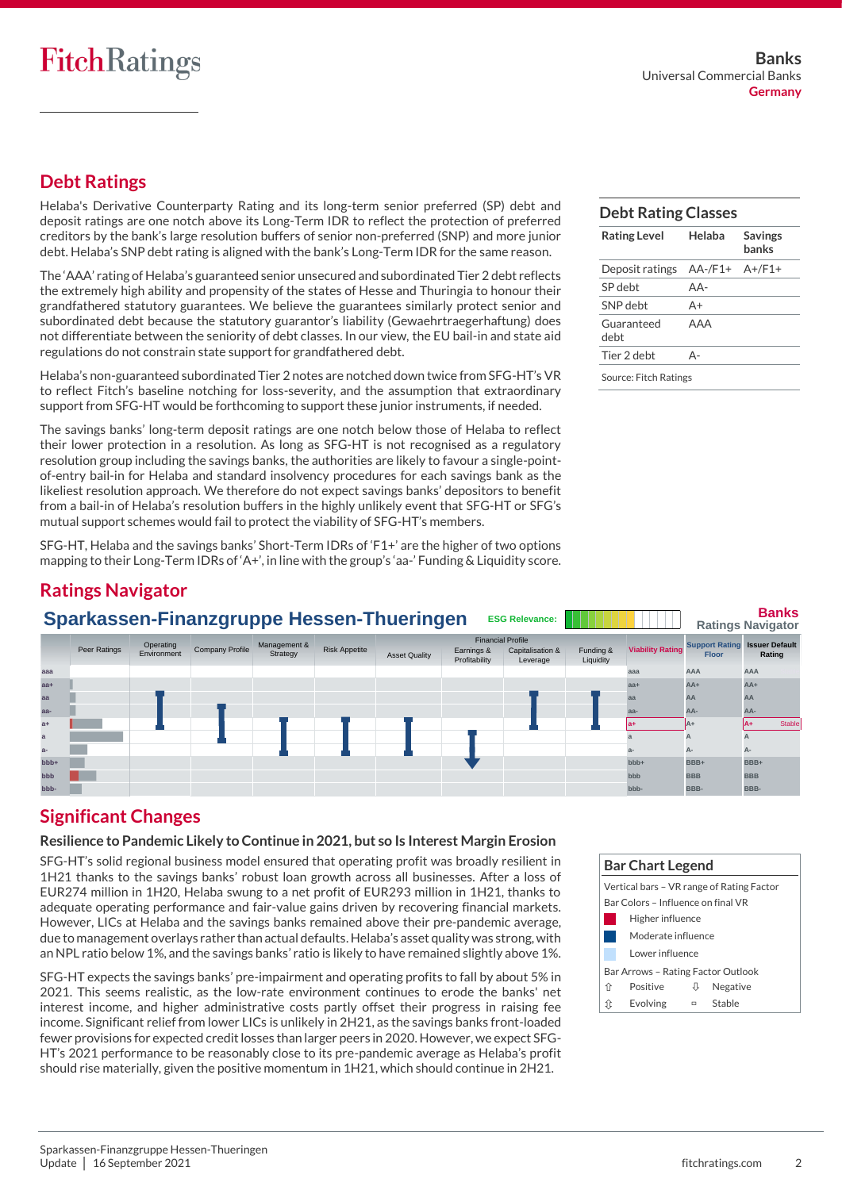## Debt Ratings

Helaba's Derivative Counterparty Rating and its long-term senior preferred (SP) debt and deposit ratings are one notch above its Long-Term IDR to reflect the protection of preferred creditors by the bank's large resolution buffers of senior non-preferred (SNP) and more junior debt. Helaba's SNP debt rating is aligned with the bank's Long-Term IDR for the same reason.

The 'AAA' rating of Helaba's guaranteed senior unsecured and subordinated Tier 2 debt reflects the extremely high ability and propensity of the states of Hesse and Thuringia to honour their grandfathered statutory guarantees. We believe the guarantees similarly protect senior and subordinated debt because the statutory guarantor's liability (Gewaehrtraegerhaftung) does not differentiate between the seniority of debt classes. In our view, the EU bail-in and state aid regulations do not constrain state support for grandfathered debt.

Helaba's non-guaranteed subordinated Tier 2 notes are notched down twice from SFG-HT's VR to reflect Fitch's baseline notching for loss-severity, and the assumption that extraordinary support from SFG-HT would be forthcoming to support these junior instruments, if needed.

The savings banks' long-term deposit ratings are one notch below those of Helaba to reflect their lower protection in a resolution. As long as SFG-HT is not recognised as a regulatory resolution group including the savings banks, the authorities are likely to favour a single-point-of-entry bail-in for Helaba and standard insolvency procedures for each savings bank as the likeliest resolution approach. We therefore do not expect savings banks' depositors to benefit from a bail-in of Helaba's resolution buffers in the highly unlikely event that SFG-HT or SFG's mutual support schemes would fail to protect the viability of SFG-HT's members.

SFG-HT, Helaba and the savings banks' Short-Term IDRs of 'F1+' are the higher of two options mapping to their Long-Term IDRs of 'A+', in line with the group's 'aa-' Funding & Liquidity score.

### Debt Rating Classes

| Rating Level | Helaba | Savings banks |
|---|---|---|
| Deposit ratings | AA-/F1+ | A+/F1+ |
| SP debt | AA- | |
| SNP debt | A+ | |
| Guaranteed debt | AAA | |
| Tier 2 debt | A- | |

Source: Fitch Ratings

## Ratings Navigator

**Sparkassen-Finanzgruppe Hessen-Thueringen** — ESG Relevance: — Banks Ratings Navigator

| | Peer Ratings | Operating Environment | Company Profile | Management & Strategy | Risk Appetite | Asset Quality | Earnings & Profitability | Capitalisation & Leverage | Funding & Liquidity | Viability Rating | Support Rating Floor | Issuer Default Rating |
|---|---|---|---|---|---|---|---|---|---|---|---|---|
| aaa | | | | | | | | | | aaa | AAA | AAA |
| aa+ | | | | | | | | | | aa+ | AA+ | AA+ |
| aa | | | | | | | | | | aa | AA | AA |
| aa- | | | | | | | | | | aa- | AA- | AA- |
| a+ | | | | | | | | | | a+ | A+ | A+ Stable |
| a | | | | | | | | | | a | A | A |
| a- | | | | | | | | | | a- | A- | A- |
| bbb+ | | | | | | | | | | bbb+ | BBB+ | BBB+ |
| bbb | | | | | | | | | | bbb | BBB | BBB |
| bbb- | | | | | | | | | | bbb- | BBB- | BBB- |

### Bar Chart Legend

Vertical bars – VR range of Rating Factor

Bar Colors – Influence on final VR
- Higher influence
- Moderate influence
- Lower influence

Bar Arrows – Rating Factor Outlook
- ⇧ Positive
- ⇩ Negative
- ⇳ Evolving
- ▭ Stable

## Significant Changes

### Resilience to Pandemic Likely to Continue in 2021, but so Is Interest Margin Erosion

SFG-HT's solid regional business model ensured that operating profit was broadly resilient in 1H21 thanks to the savings banks' robust loan growth across all businesses. After a loss of EUR274 million in 1H20, Helaba swung to a net profit of EUR293 million in 1H21, thanks to adequate operating performance and fair-value gains driven by recovering financial markets. However, LICs at Helaba and the savings banks remained above their pre-pandemic average, due to management overlays rather than actual defaults. Helaba's asset quality was strong, with an NPL ratio below 1%, and the savings banks' ratio is likely to have remained slightly above 1%.

SFG-HT expects the savings banks' pre-impairment and operating profits to fall by about 5% in 2021. This seems realistic, as the low-rate environment continues to erode the banks' net interest income, and higher administrative costs partly offset their progress in raising fee income. Significant relief from lower LICs is unlikely in 2H21, as the savings banks front-loaded fewer provisions for expected credit losses than larger peers in 2020. However, we expect SFG-HT's 2021 performance to be reasonably close to its pre-pandemic average as Helaba's profit should rise materially, given the positive momentum in 1H21, which should continue in 2H21.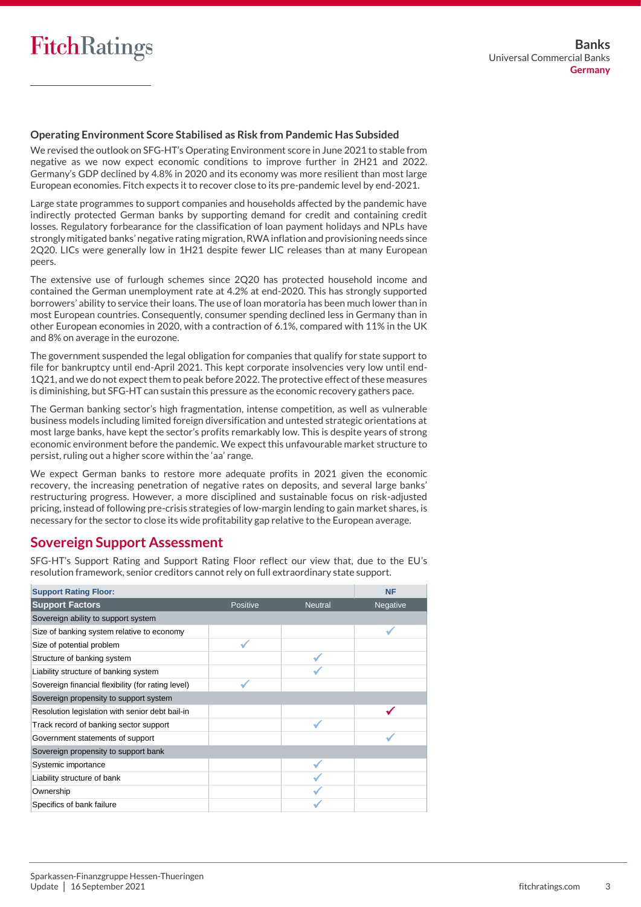### Operating Environment Score Stabilised as Risk from Pandemic Has Subsided

We revised the outlook on SFG-HT's Operating Environment score in June 2021 to stable from negative as we now expect economic conditions to improve further in 2H21 and 2022. Germany's GDP declined by 4.8% in 2020 and its economy was more resilient than most large European economies. Fitch expects it to recover close to its pre-pandemic level by end-2021.

Large state programmes to support companies and households affected by the pandemic have indirectly protected German banks by supporting demand for credit and containing credit losses. Regulatory forbearance for the classification of loan payment holidays and NPLs have strongly mitigated banks' negative rating migration, RWA inflation and provisioning needs since 2Q20. LICs were generally low in 1H21 despite fewer LIC releases than at many European peers.

The extensive use of furlough schemes since 2Q20 has protected household income and contained the German unemployment rate at 4.2% at end-2020. This has strongly supported borrowers' ability to service their loans. The use of loan moratoria has been much lower than in most European countries. Consequently, consumer spending declined less in Germany than in other European economies in 2020, with a contraction of 6.1%, compared with 11% in the UK and 8% on average in the eurozone.

The government suspended the legal obligation for companies that qualify for state support to file for bankruptcy until end-April 2021. This kept corporate insolvencies very low until end-1Q21, and we do not expect them to peak before 2022. The protective effect of these measures is diminishing, but SFG-HT can sustain this pressure as the economic recovery gathers pace.

The German banking sector's high fragmentation, intense competition, as well as vulnerable business models including limited foreign diversification and untested strategic orientations at most large banks, have kept the sector's profits remarkably low. This is despite years of strong economic environment before the pandemic. We expect this unfavourable market structure to persist, ruling out a higher score within the 'aa' range.

We expect German banks to restore more adequate profits in 2021 given the economic recovery, the increasing penetration of negative rates on deposits, and several large banks' restructuring progress. However, a more disciplined and sustainable focus on risk-adjusted pricing, instead of following pre-crisis strategies of low-margin lending to gain market shares, is necessary for the sector to close its wide profitability gap relative to the European average.

## Sovereign Support Assessment

SFG-HT's Support Rating and Support Rating Floor reflect our view that, due to the EU's resolution framework, senior creditors cannot rely on full extraordinary state support.

| Support Rating Floor: | | | NF |
|---|---|---|---|
| **Support Factors** | Positive | Neutral | Negative |
| Sovereign ability to support system | | | |
| Size of banking system relative to economy | | | ✓ |
| Size of potential problem | ✓ | | |
| Structure of banking system | | ✓ | |
| Liability structure of banking system | | ✓ | |
| Sovereign financial flexibility (for rating level) | ✓ | | |
| Sovereign propensity to support system | | | |
| Resolution legislation with senior debt bail-in | | | ✓ |
| Track record of banking sector support | | ✓ | |
| Government statements of support | | | ✓ |
| Sovereign propensity to support bank | | | |
| Systemic importance | | ✓ | |
| Liability structure of bank | | ✓ | |
| Ownership | | ✓ | |
| Specifics of bank failure | | ✓ | |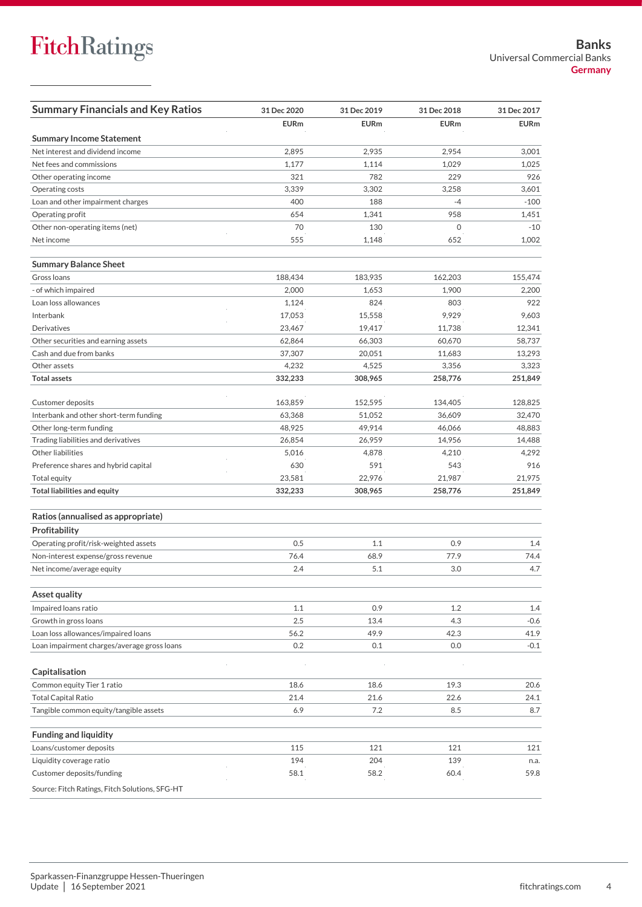## Summary Financials and Key Ratios

| | 31 Dec 2020 | 31 Dec 2019 | 31 Dec 2018 | 31 Dec 2017 |
|---|---|---|---|---|
| | EURm | EURm | EURm | EURm |
| **Summary Income Statement** | | | | |
| Net interest and dividend income | 2,895 | 2,935 | 2,954 | 3,001 |
| Net fees and commissions | 1,177 | 1,114 | 1,029 | 1,025 |
| Other operating income | 321 | 782 | 229 | 926 |
| Operating costs | 3,339 | 3,302 | 3,258 | 3,601 |
| Loan and other impairment charges | 400 | 188 | -4 | -100 |
| Operating profit | 654 | 1,341 | 958 | 1,451 |
| Other non-operating items (net) | 70 | 130 | 0 | -10 |
| Net income | 555 | 1,148 | 652 | 1,002 |
| **Summary Balance Sheet** | | | | |
| Gross loans | 188,434 | 183,935 | 162,203 | 155,474 |
| - of which impaired | 2,000 | 1,653 | 1,900 | 2,200 |
| Loan loss allowances | 1,124 | 824 | 803 | 922 |
| Interbank | 17,053 | 15,558 | 9,929 | 9,603 |
| Derivatives | 23,467 | 19,417 | 11,738 | 12,341 |
| Other securities and earning assets | 62,864 | 66,303 | 60,670 | 58,737 |
| Cash and due from banks | 37,307 | 20,051 | 11,683 | 13,293 |
| Other assets | 4,232 | 4,525 | 3,356 | 3,323 |
| **Total assets** | **332,233** | **308,965** | **258,776** | **251,849** |
| Customer deposits | 163,859 | 152,595 | 134,405 | 128,825 |
| Interbank and other short-term funding | 63,368 | 51,052 | 36,609 | 32,470 |
| Other long-term funding | 48,925 | 49,914 | 46,066 | 48,883 |
| Trading liabilities and derivatives | 26,854 | 26,959 | 14,956 | 14,488 |
| Other liabilities | 5,016 | 4,878 | 4,210 | 4,292 |
| Preference shares and hybrid capital | 630 | 591 | 543 | 916 |
| Total equity | 23,581 | 22,976 | 21,987 | 21,975 |
| **Total liabilities and equity** | **332,233** | **308,965** | **258,776** | **251,849** |
| **Ratios (annualised as appropriate)** | | | | |
| **Profitability** | | | | |
| Operating profit/risk-weighted assets | 0.5 | 1.1 | 0.9 | 1.4 |
| Non-interest expense/gross revenue | 76.4 | 68.9 | 77.9 | 74.4 |
| Net income/average equity | 2.4 | 5.1 | 3.0 | 4.7 |
| **Asset quality** | | | | |
| Impaired loans ratio | 1.1 | 0.9 | 1.2 | 1.4 |
| Growth in gross loans | 2.5 | 13.4 | 4.3 | -0.6 |
| Loan loss allowances/impaired loans | 56.2 | 49.9 | 42.3 | 41.9 |
| Loan impairment charges/average gross loans | 0.2 | 0.1 | 0.0 | -0.1 |
| **Capitalisation** | | | | |
| Common equity Tier 1 ratio | 18.6 | 18.6 | 19.3 | 20.6 |
| Total Capital Ratio | 21.4 | 21.6 | 22.6 | 24.1 |
| Tangible common equity/tangible assets | 6.9 | 7.2 | 8.5 | 8.7 |
| **Funding and liquidity** | | | | |
| Loans/customer deposits | 115 | 121 | 121 | 121 |
| Liquidity coverage ratio | 194 | 204 | 139 | n.a. |
| Customer deposits/funding | 58.1 | 58.2 | 60.4 | 59.8 |

Source: Fitch Ratings, Fitch Solutions, SFG-HT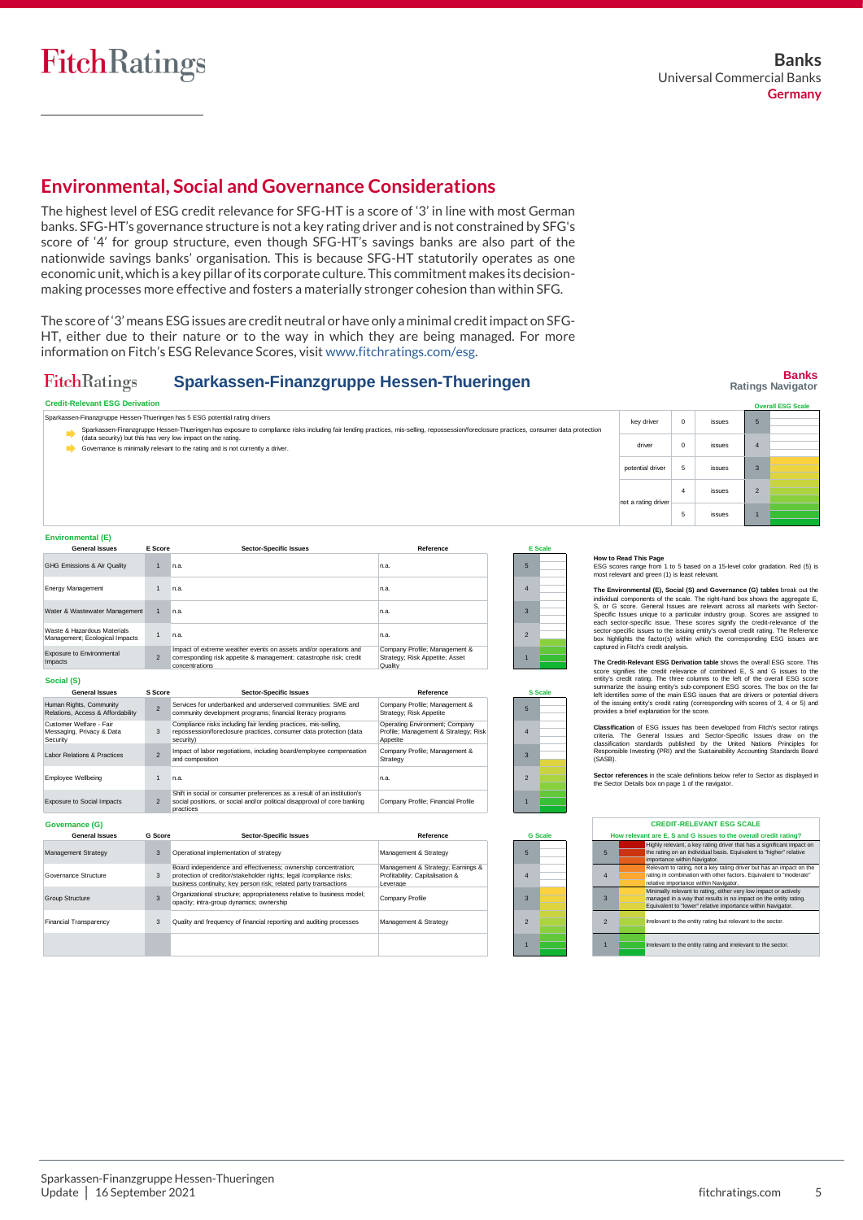## Environmental, Social and Governance Considerations

The highest level of ESG credit relevance for SFG-HT is a score of '3' in line with most German banks. SFG-HT's governance structure is not a key rating driver and is not constrained by SFG's score of '4' for group structure, even though SFG-HT's savings banks are also part of the nationwide savings banks' organisation. This is because SFG-HT statutorily operates as one economic unit, which is a key pillar of its corporate culture. This commitment makes its decision-making processes more effective and fosters a materially stronger cohesion than within SFG.

The score of '3' means ESG issues are credit neutral or have only a minimal credit impact on SFG-HT, either due to their nature or to the way in which they are being managed. For more information on Fitch's ESG Relevance Scores, visit www.fitchratings.com/esg.

### Sparkassen-Finanzgruppe Hessen-Thueringen

**Banks Ratings Navigator**

**Credit-Relevant ESG Derivation**

Sparkassen-Finanzgruppe Hessen-Thueringen has 5 ESG potential rating drivers

- Sparkassen-Finanzgruppe Hessen-Thueringen has exposure to compliance risks including fair lending practices, mis-selling, repossession/foreclosure practices, consumer data protection (data security) but this has very low impact on the rating.
- Governance is minimally relevant to the rating and is not currently a driver.

| | | | Overall ESG Scale |
|---|---|---|---|
| key driver | 0 | issues | 5 |
| driver | 0 | issues | 4 |
| potential driver | 5 | issues | 3 |
| not a rating driver | 4 | issues | 2 |
| | 5 | issues | 1 |

**Environmental (E)**

| General Issues | E Score | Sector-Specific Issues | Reference |
|---|---|---|---|
| GHG Emissions & Air Quality | 1 | n.a. | n.a. |
| Energy Management | 1 | n.a. | n.a. |
| Water & Wastewater Management | 1 | n.a. | n.a. |
| Waste & Hazardous Materials Management; Ecological Impacts | 1 | n.a. | n.a. |
| Exposure to Environmental Impacts | 2 | Impact of extreme weather events on assets and/or operations and corresponding risk appetite & management; catastrophe risk; credit concentrations | Company Profile; Management & Strategy; Risk Appetite; Asset Quality |

**Social (S)**

| General Issues | S Score | Sector-Specific Issues | Reference |
|---|---|---|---|
| Human Rights, Community Relations, Access & Affordability | 2 | Services for underbanked and underserved communities: SME and community development programs; financial literacy programs | Company Profile; Management & Strategy; Risk Appetite |
| Customer Welfare - Fair Messaging, Privacy & Data Security | 3 | Compliance risks including fair lending practices, mis-selling, repossession/foreclosure practices, consumer data protection (data security) | Operating Environment; Company Profile; Management & Strategy; Risk Appetite |
| Labor Relations & Practices | 2 | Impact of labor negotiations, including board/employee compensation and composition | Company Profile; Management & Strategy |
| Employee Wellbeing | 1 | n.a. | n.a. |
| Exposure to Social Impacts | 2 | Shift in social or consumer preferences as a result of an institution's social positions, or social and/or political disapproval of core banking practices | Company Profile; Financial Profile |

**Governance (G)**

| General Issues | G Score | Sector-Specific Issues | Reference |
|---|---|---|---|
| Management Strategy | 3 | Operational implementation of strategy | Management & Strategy |
| Governance Structure | 3 | Board independence and effectiveness; ownership concentration; protection of creditor/stakeholder rights; legal /compliance risks; business continuity; key person risk; related party transactions | Management & Strategy; Earnings & Profitability; Capitalisation & Leverage |
| Group Structure | 3 | Organizational structure; appropriateness relative to business model; opacity; intra-group dynamics; ownership | Company Profile |
| Financial Transparency | 3 | Quality and frequency of financial reporting and auditing processes | Management & Strategy |

**How to Read This Page**
ESG scores range from 1 to 5 based on a 15-level color gradation. Red (5) is most relevant and green (1) is least relevant.

**The Environmental (E), Social (S) and Governance (G) tables** break out the individual components of the scale. The right-hand box shows the aggregate E, S, or G score. General Issues are relevant across all markets with Sector-Specific Issues unique to a particular industry group. Scores are assigned to each sector-specific issue. These scores signify the credit-relevance of the sector-specific issues to the issuing entity's overall credit rating. The Reference box highlights the factor(s) within which the corresponding ESG issues are captured in Fitch's credit analysis.

**The Credit-Relevant ESG Derivation table** shows the overall ESG score. This score signifies the credit relevance of combined E, S and G issues to the entity's credit rating. The three columns to the left of the overall ESG score summarize the issuing entity's sub-component ESG scores. The box on the far left identifies some of the main ESG issues that are drivers or potential drivers of the issuing entity's credit rating (corresponding with scores of 3, 4 or 5) and provides a brief explanation for the score.

**Classification** of ESG issues has been developed from Fitch's sector ratings criteria. The General Issues and Sector-Specific Issues draw on the classification standards published by the United Nations Principles for Responsible Investing (PRI) and the Sustainability Accounting Standards Board (SASB).

**Sector references** in the scale definitions below refer to Sector as displayed in the Sector Details box on page 1 of the navigator.

**CREDIT-RELEVANT ESG SCALE**

How relevant are E, S and G issues to the overall credit rating?

| Score | Description |
|---|---|
| 5 | Highly relevant, a key rating driver that has a significant impact on the rating on an individual basis. Equivalent to "higher" relative importance within Navigator. |
| 4 | Relevant to rating, not a key rating driver but has an impact on the rating in combination with other factors. Equivalent to "moderate" relative importance within Navigator. |
| 3 | Minimally relevant to rating, either very low impact or actively managed in a way that results in no impact on the entity rating. Equivalent to "lower" relative importance within Navigator. |
| 2 | Irrelevant to the entity rating but relevant to the sector. |
| 1 | Irrelevant to the entity rating and irrelevant to the sector. |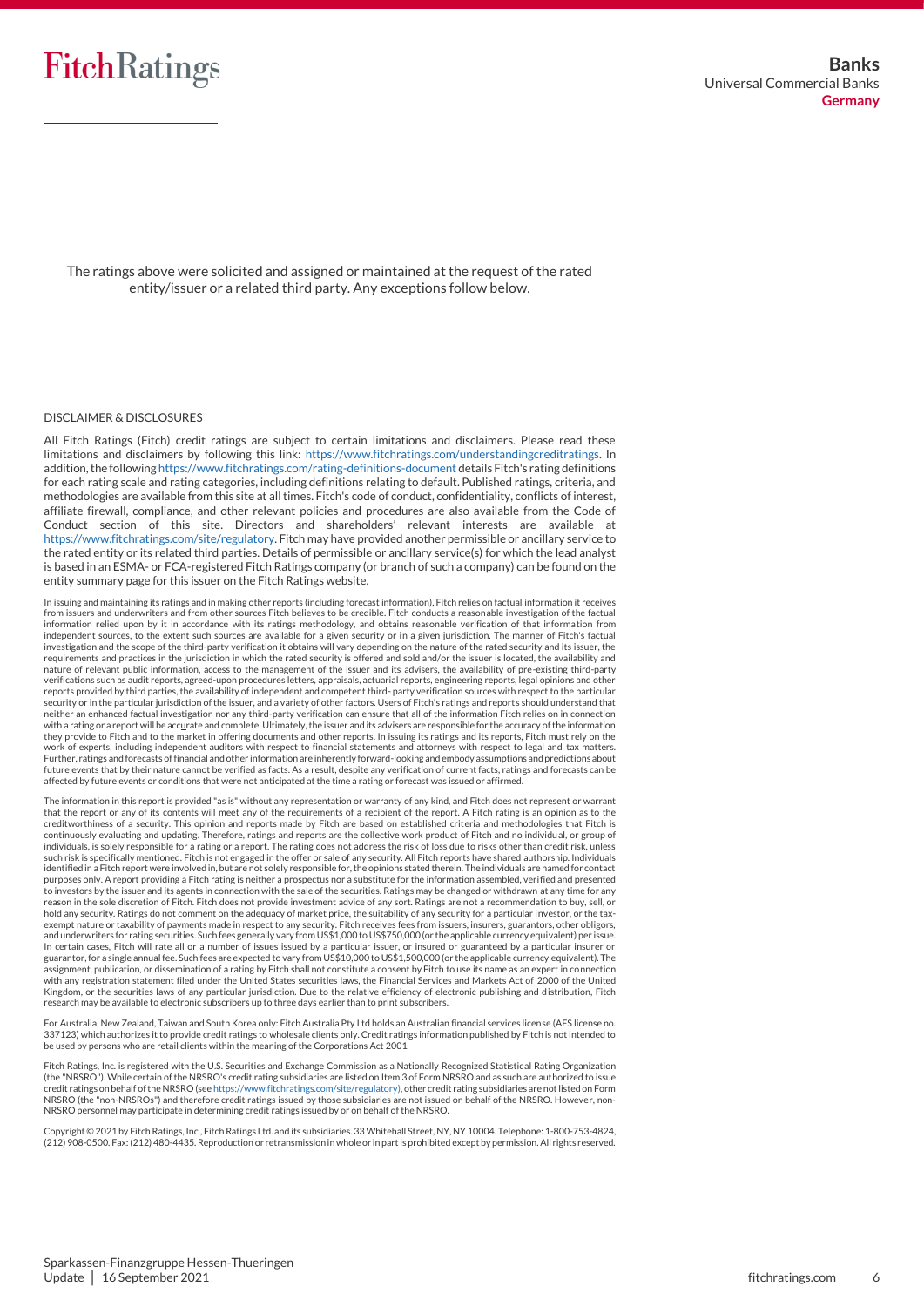The ratings above were solicited and assigned or maintained at the request of the rated entity/issuer or a related third party. Any exceptions follow below.

DISCLAIMER & DISCLOSURES

All Fitch Ratings (Fitch) credit ratings are subject to certain limitations and disclaimers. Please read these limitations and disclaimers by following this link: https://www.fitchratings.com/understandingcreditratings. In addition, the following https://www.fitchratings.com/rating-definitions-document details Fitch's rating definitions for each rating scale and rating categories, including definitions relating to default. Published ratings, criteria, and methodologies are available from this site at all times. Fitch's code of conduct, confidentiality, conflicts of interest, affiliate firewall, compliance, and other relevant policies and procedures are also available from the Code of Conduct section of this site. Directors and shareholders' relevant interests are available at https://www.fitchratings.com/site/regulatory. Fitch may have provided another permissible or ancillary service to the rated entity or its related third parties. Details of permissible or ancillary service(s) for which the lead analyst is based in an ESMA- or FCA-registered Fitch Ratings company (or branch of such a company) can be found on the entity summary page for this issuer on the Fitch Ratings website.

In issuing and maintaining its ratings and in making other reports (including forecast information), Fitch relies on factual information it receives from issuers and underwriters and from other sources Fitch believes to be credible. Fitch conducts a reasonable investigation of the factual information relied upon by it in accordance with its ratings methodology, and obtains reasonable verification of that information from independent sources, to the extent such sources are available for a given security or in a given jurisdiction. The manner of Fitch's factual investigation and the scope of the third-party verification it obtains will vary depending on the nature of the rated security and its issuer, the requirements and practices in the jurisdiction in which the rated security is offered and sold and/or the issuer is located, the availability and nature of relevant public information, access to the management of the issuer and its advisers, the availability of pre-existing third-party verifications such as audit reports, agreed-upon procedures letters, appraisals, actuarial reports, engineering reports, legal opinions and other reports provided by third parties, the availability of independent and competent third- party verification sources with respect to the particular security or in the particular jurisdiction of the issuer, and a variety of other factors. Users of Fitch's ratings and reports should understand that neither an enhanced factual investigation nor any third-party verification can ensure that all of the information Fitch relies on in connection with a rating or a report will be accurate and complete. Ultimately, the issuer and its advisers are responsible for the accuracy of the information they provide to Fitch and to the market in offering documents and other reports. In issuing its ratings and its reports, Fitch must rely on the work of experts, including independent auditors with respect to financial statements and attorneys with respect to legal and tax matters. Further, ratings and forecasts of financial and other information are inherently forward-looking and embody assumptions and predictions about future events that by their nature cannot be verified as facts. As a result, despite any verification of current facts, ratings and forecasts can be affected by future events or conditions that were not anticipated at the time a rating or forecast was issued or affirmed.

The information in this report is provided "as is" without any representation or warranty of any kind, and Fitch does not represent or warrant that the report or any of its contents will meet any of the requirements of a recipient of the report. A Fitch rating is an opinion as to the creditworthiness of a security. This opinion and reports made by Fitch are based on established criteria and methodologies that Fitch is continuously evaluating and updating. Therefore, ratings and reports are the collective work product of Fitch and no individual, or group of individuals, is solely responsible for a rating or a report. The rating does not address the risk of loss due to risks other than credit risk, unless such risk is specifically mentioned. Fitch is not engaged in the offer or sale of any security. All Fitch reports have shared authorship. Individuals identified in a Fitch report were involved in, but are not solely responsible for, the opinions stated therein. The individuals are named for contact purposes only. A report providing a Fitch rating is neither a prospectus nor a substitute for the information assembled, verified and presented to investors by the issuer and its agents in connection with the sale of the securities. Ratings may be changed or withdrawn at any time for any reason in the sole discretion of Fitch. Fitch does not provide investment advice of any sort. Ratings are not a recommendation to buy, sell, or hold any security. Ratings do not comment on the adequacy of market price, the suitability of any security for a particular investor, or the tax-exempt nature or taxability of payments made in respect to any security. Fitch receives fees from issuers, insurers, guarantors, other obligors, and underwriters for rating securities. Such fees generally vary from US$1,000 to US$750,000 (or the applicable currency equivalent) per issue. In certain cases, Fitch will rate all or a number of issues issued by a particular issuer, or insured or guaranteed by a particular insurer or guarantor, for a single annual fee. Such fees are expected to vary from US$10,000 to US$1,500,000 (or the applicable currency equivalent). The assignment, publication, or dissemination of a rating by Fitch shall not constitute a consent by Fitch to use its name as an expert in connection with any registration statement filed under the United States securities laws, the Financial Services and Markets Act of 2000 of the United Kingdom, or the securities laws of any particular jurisdiction. Due to the relative efficiency of electronic publishing and distribution, Fitch research may be available to electronic subscribers up to three days earlier than to print subscribers.

For Australia, New Zealand, Taiwan and South Korea only: Fitch Australia Pty Ltd holds an Australian financial services license (AFS license no. 337123) which authorizes it to provide credit ratings to wholesale clients only. Credit ratings information published by Fitch is not intended to be used by persons who are retail clients within the meaning of the Corporations Act 2001.

Fitch Ratings, Inc. is registered with the U.S. Securities and Exchange Commission as a Nationally Recognized Statistical Rating Organization (the "NRSRO"). While certain of the NRSRO's credit rating subsidiaries are listed on Item 3 of Form NRSRO and as such are authorized to issue credit ratings on behalf of the NRSRO (see https://www.fitchratings.com/site/regulatory), other credit rating subsidiaries are not listed on Form NRSRO (the "non-NRSROs") and therefore credit ratings issued by those subsidiaries are not issued on behalf of the NRSRO. However, non-NRSRO personnel may participate in determining credit ratings issued by or on behalf of the NRSRO.

Copyright © 2021 by Fitch Ratings, Inc., Fitch Ratings Ltd. and its subsidiaries. 33 Whitehall Street, NY, NY 10004. Telephone: 1-800-753-4824, (212) 908-0500. Fax: (212) 480-4435. Reproduction or retransmission in whole or in part is prohibited except by permission. All rights reserved.